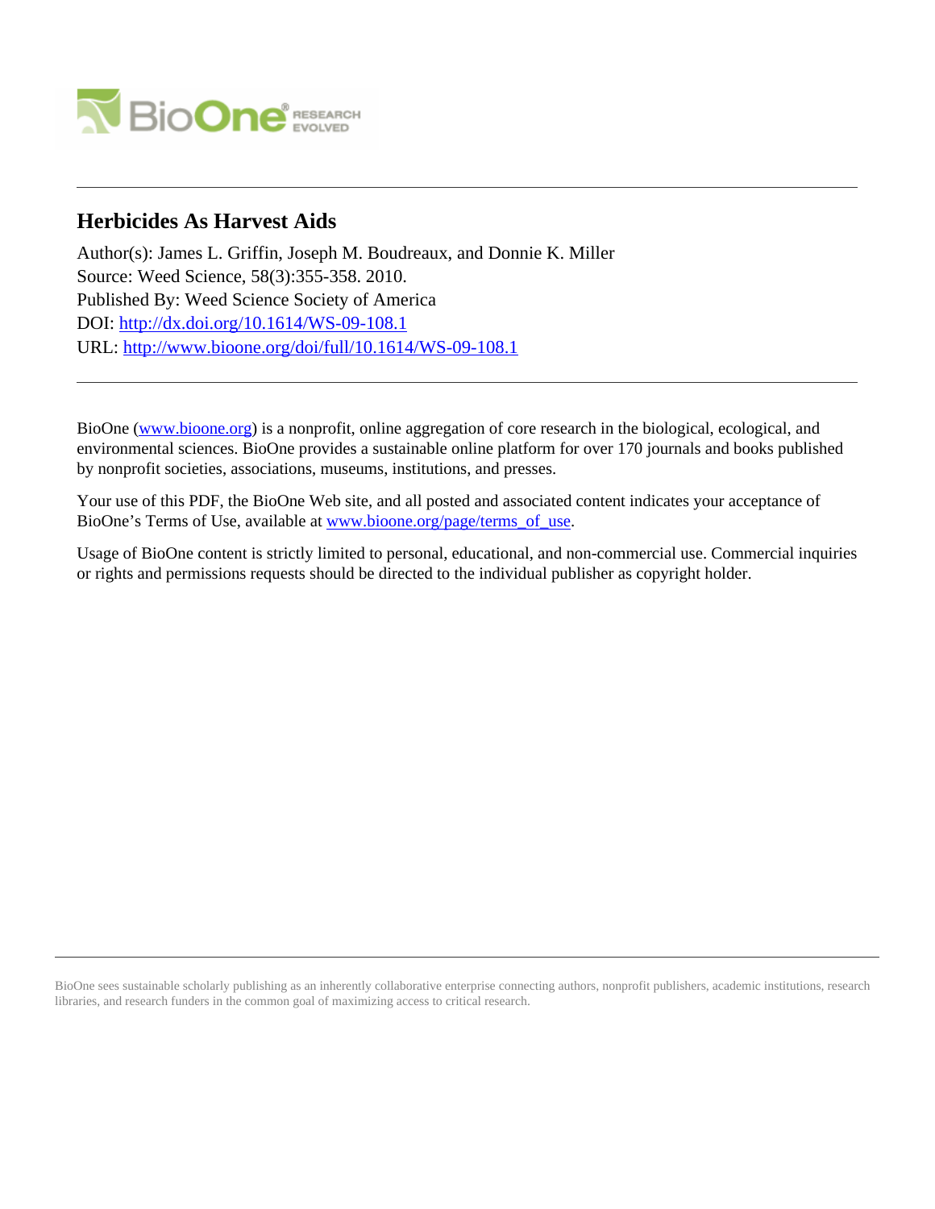# Herbicides As Harvest Aids

Author(s): James L. Griffin, Joseph M. Boudreaux, and Donnie K. Miller
Source: Weed Science, 58(3):355-358. 2010.
Published By: Weed Science Society of America
DOI: http://dx.doi.org/10.1614/WS-09-108.1
URL: http://www.bioone.org/doi/full/10.1614/WS-09-108.1

BioOne (www.bioone.org) is a nonprofit, online aggregation of core research in the biological, ecological, and environmental sciences. BioOne provides a sustainable online platform for over 170 journals and books published by nonprofit societies, associations, museums, institutions, and presses.

Your use of this PDF, the BioOne Web site, and all posted and associated content indicates your acceptance of BioOne's Terms of Use, available at www.bioone.org/page/terms_of_use.

Usage of BioOne content is strictly limited to personal, educational, and non-commercial use. Commercial inquiries or rights and permissions requests should be directed to the individual publisher as copyright holder.

BioOne sees sustainable scholarly publishing as an inherently collaborative enterprise connecting authors, nonprofit publishers, academic institutions, research libraries, and research funders in the common goal of maximizing access to critical research.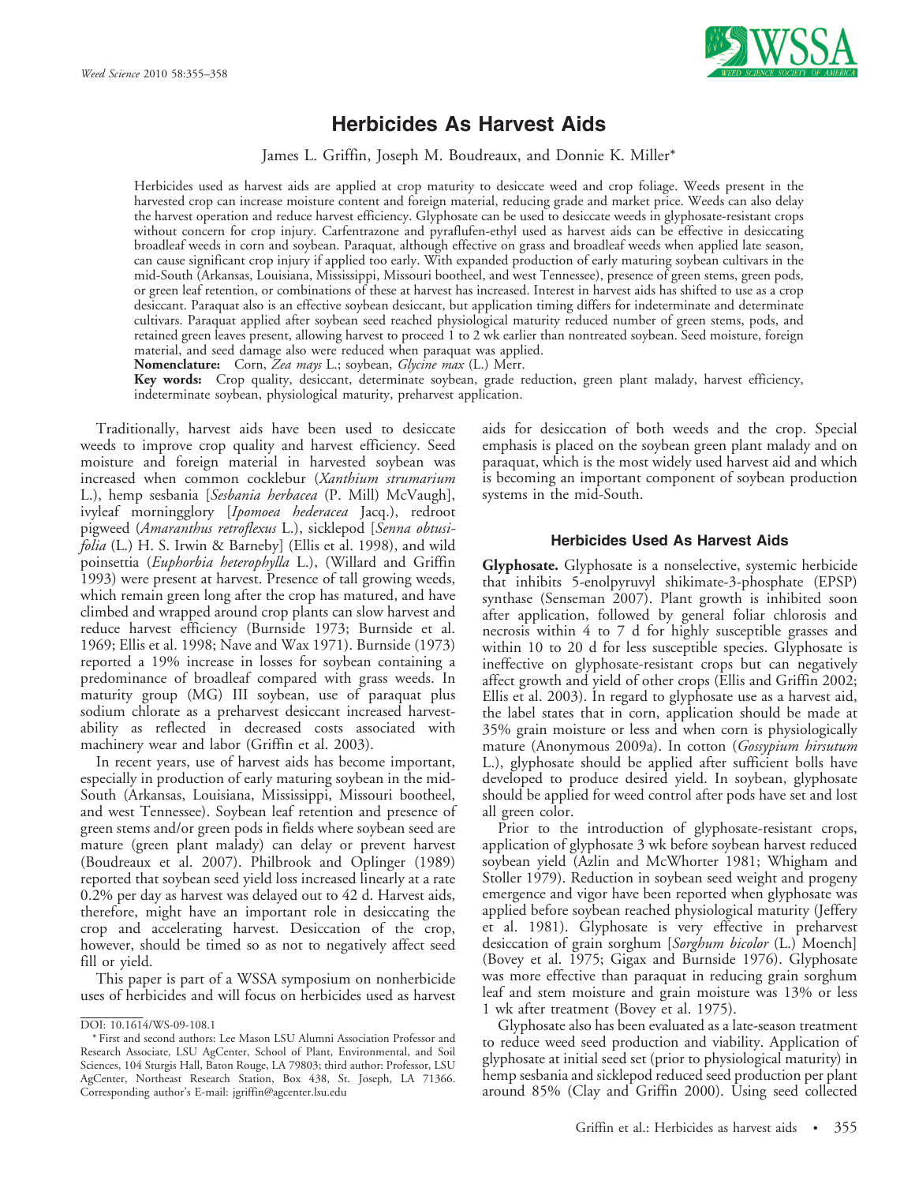# Herbicides As Harvest Aids

James L. Griffin, Joseph M. Boudreaux, and Donnie K. Miller*

Herbicides used as harvest aids are applied at crop maturity to desiccate weed and crop foliage. Weeds present in the harvested crop can increase moisture content and foreign material, reducing grade and market price. Weeds can also delay the harvest operation and reduce harvest efficiency. Glyphosate can be used to desiccate weeds in glyphosate-resistant crops without concern for crop injury. Carfentrazone and pyraflufen-ethyl used as harvest aids can be effective in desiccating broadleaf weeds in corn and soybean. Paraquat, although effective on grass and broadleaf weeds when applied late season, can cause significant crop injury if applied too early. With expanded production of early maturing soybean cultivars in the mid-South (Arkansas, Louisiana, Mississippi, Missouri bootheel, and west Tennessee), presence of green stems, green pods, or green leaf retention, or combinations of these at harvest has increased. Interest in harvest aids has shifted to use as a crop desiccant. Paraquat also is an effective soybean desiccant, but application timing differs for indeterminate and determinate cultivars. Paraquat applied after soybean seed reached physiological maturity reduced number of green stems, pods, and retained green leaves present, allowing harvest to proceed 1 to 2 wk earlier than nontreated soybean. Seed moisture, foreign material, and seed damage also were reduced when paraquat was applied.

**Nomenclature:** Corn, *Zea mays* L.; soybean, *Glycine max* (L.) Merr.

**Key words:** Crop quality, desiccant, determinate soybean, grade reduction, green plant malady, harvest efficiency, indeterminate soybean, physiological maturity, preharvest application.

Traditionally, harvest aids have been used to desiccate weeds to improve crop quality and harvest efficiency. Seed moisture and foreign material in harvested soybean was increased when common cocklebur (*Xanthium strumarium* L.), hemp sesbania [*Sesbania herbacea* (P. Mill) McVaugh], ivyleaf morningglory [*Ipomoea hederacea* Jacq.), redroot pigweed (*Amaranthus retroflexus* L.), sicklepod [*Senna obtusifolia* (L.) H. S. Irwin & Barneby] (Ellis et al. 1998), and wild poinsettia (*Euphorbia heterophylla* L.), (Willard and Griffin 1993) were present at harvest. Presence of tall growing weeds, which remain green long after the crop has matured, and have climbed and wrapped around crop plants can slow harvest and reduce harvest efficiency (Burnside 1973; Burnside et al. 1969; Ellis et al. 1998; Nave and Wax 1971). Burnside (1973) reported a 19% increase in losses for soybean containing a predominance of broadleaf compared with grass weeds. In maturity group (MG) III soybean, use of paraquat plus sodium chlorate as a preharvest desiccant increased harvestability as reflected in decreased costs associated with machinery wear and labor (Griffin et al. 2003).

In recent years, use of harvest aids has become important, especially in production of early maturing soybean in the mid-South (Arkansas, Louisiana, Mississippi, Missouri bootheel, and west Tennessee). Soybean leaf retention and presence of green stems and/or green pods in fields where soybean seed are mature (green plant malady) can delay or prevent harvest (Boudreaux et al. 2007). Philbrook and Oplinger (1989) reported that soybean seed yield loss increased linearly at a rate 0.2% per day as harvest was delayed out to 42 d. Harvest aids, therefore, might have an important role in desiccating the crop and accelerating harvest. Desiccation of the crop, however, should be timed so as not to negatively affect seed fill or yield.

This paper is part of a WSSA symposium on nonherbicide uses of herbicides and will focus on herbicides used as harvest aids for desiccation of both weeds and the crop. Special emphasis is placed on the soybean green plant malady and on paraquat, which is the most widely used harvest aid and which is becoming an important component of soybean production systems in the mid-South.

DOI: 10.1614/WS-09-108.1

* First and second authors: Lee Mason LSU Alumni Association Professor and Research Associate, LSU AgCenter, School of Plant, Environmental, and Soil Sciences, 104 Sturgis Hall, Baton Rouge, LA 79803; third author: Professor, LSU AgCenter, Northeast Research Station, Box 438, St. Joseph, LA 71366. Corresponding author's E-mail: jgriffin@agcenter.lsu.edu

## Herbicides Used As Harvest Aids

**Glyphosate.** Glyphosate is a nonselective, systemic herbicide that inhibits 5-enolpyruvyl shikimate-3-phosphate (EPSP) synthase (Senseman 2007). Plant growth is inhibited soon after application, followed by general foliar chlorosis and necrosis within 4 to 7 d for highly susceptible grasses and within 10 to 20 d for less susceptible species. Glyphosate is ineffective on glyphosate-resistant crops but can negatively affect growth and yield of other crops (Ellis and Griffin 2002; Ellis et al. 2003). In regard to glyphosate use as a harvest aid, the label states that in corn, application should be made at 35% grain moisture or less and when corn is physiologically mature (Anonymous 2009a). In cotton (*Gossypium hirsutum* L.), glyphosate should be applied after sufficient bolls have developed to produce desired yield. In soybean, glyphosate should be applied for weed control after pods have set and lost all green color.

Prior to the introduction of glyphosate-resistant crops, application of glyphosate 3 wk before soybean harvest reduced soybean yield (Azlin and McWhorter 1981; Whigham and Stoller 1979). Reduction in soybean seed weight and progeny emergence and vigor have been reported when glyphosate was applied before soybean reached physiological maturity (Jeffery et al. 1981). Glyphosate is very effective in preharvest desiccation of grain sorghum [*Sorghum bicolor* (L.) Moench] (Bovey et al. 1975; Gigax and Burnside 1976). Glyphosate was more effective than paraquat in reducing grain sorghum leaf and stem moisture and grain moisture was 13% or less 1 wk after treatment (Bovey et al. 1975).

Glyphosate also has been evaluated as a late-season treatment to reduce weed seed production and viability. Application of glyphosate at initial seed set (prior to physiological maturity) in hemp sesbania and sicklepod reduced seed production per plant around 85% (Clay and Griffin 2000). Using seed collected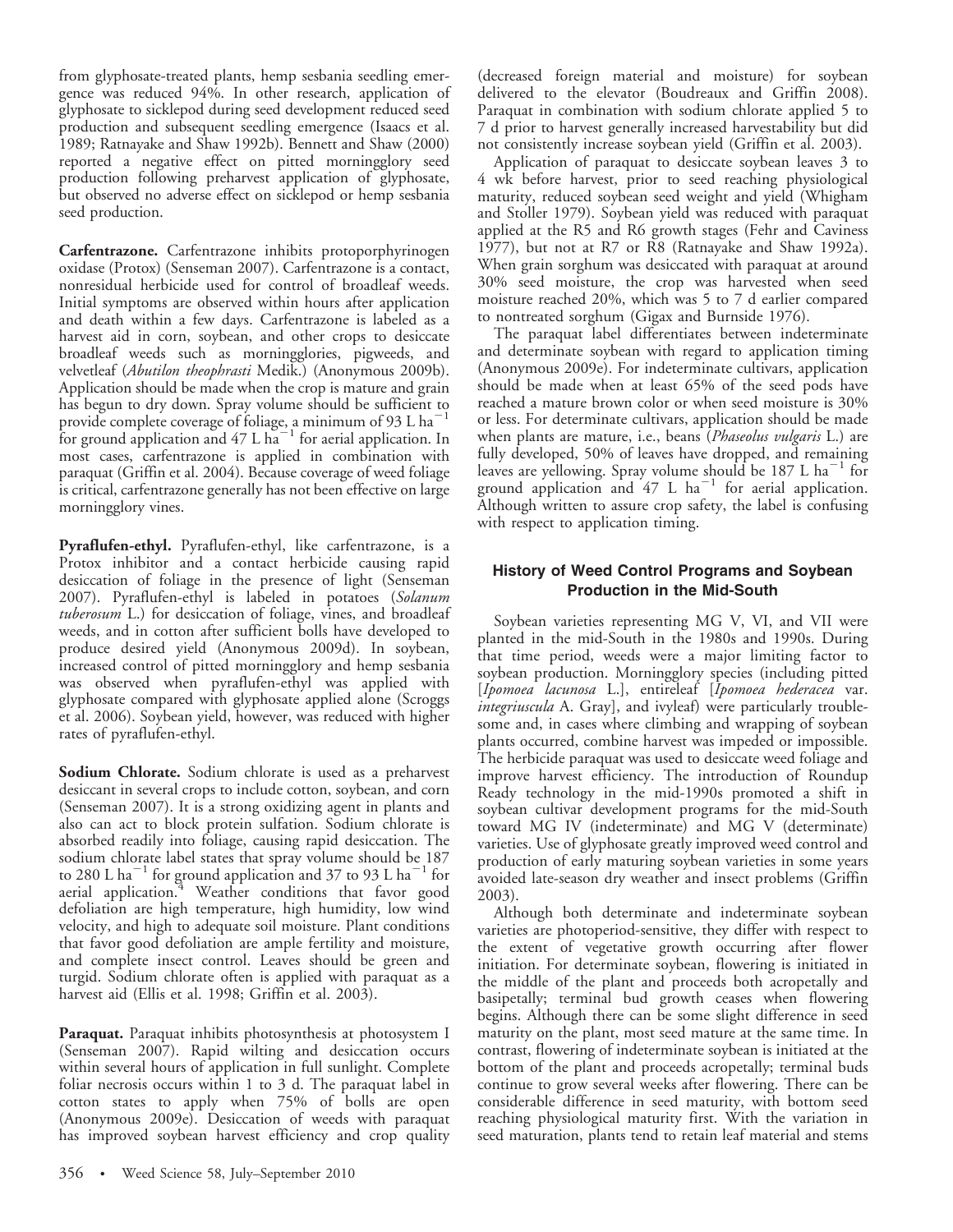from glyphosate-treated plants, hemp sesbania seedling emergence was reduced 94%. In other research, application of glyphosate to sicklepod during seed development reduced seed production and subsequent seedling emergence (Isaacs et al. 1989; Ratnayake and Shaw 1992b). Bennett and Shaw (2000) reported a negative effect on pitted morningglory seed production following preharvest application of glyphosate, but observed no adverse effect on sicklepod or hemp sesbania seed production.

**Carfentrazone.** Carfentrazone inhibits protoporphyrinogen oxidase (Protox) (Senseman 2007). Carfentrazone is a contact, nonresidual herbicide used for control of broadleaf weeds. Initial symptoms are observed within hours after application and death within a few days. Carfentrazone is labeled as a harvest aid in corn, soybean, and other crops to desiccate broadleaf weeds such as morningglories, pigweeds, and velvetleaf (*Abutilon theophrasti* Medik.) (Anonymous 2009b). Application should be made when the crop is mature and grain has begun to dry down. Spray volume should be sufficient to provide complete coverage of foliage, a minimum of 93 L $ha^{-1}$ for ground application and 47 L $ha^{-1}$ for aerial application. In most cases, carfentrazone is applied in combination with paraquat (Griffin et al. 2004). Because coverage of weed foliage is critical, carfentrazone generally has not been effective on large morningglory vines.

**Pyraflufen-ethyl.** Pyraflufen-ethyl, like carfentrazone, is a Protox inhibitor and a contact herbicide causing rapid desiccation of foliage in the presence of light (Senseman 2007). Pyraflufen-ethyl is labeled in potatoes (*Solanum tuberosum* L.) for desiccation of foliage, vines, and broadleaf weeds, and in cotton after sufficient bolls have developed to produce desired yield (Anonymous 2009d). In soybean, increased control of pitted morningglory and hemp sesbania was observed when pyraflufen-ethyl was applied with glyphosate compared with glyphosate applied alone (Scroggs et al. 2006). Soybean yield, however, was reduced with higher rates of pyraflufen-ethyl.

**Sodium Chlorate.** Sodium chlorate is used as a preharvest desiccant in several crops to include cotton, soybean, and corn (Senseman 2007). It is a strong oxidizing agent in plants and also can act to block protein sulfation. Sodium chlorate is absorbed readily into foliage, causing rapid desiccation. The sodium chlorate label states that spray volume should be 187 to 280 L $ha^{-1}$ for ground application and 37 to 93 L $ha^{-1}$ for aerial application.[4] Weather conditions that favor good defoliation are high temperature, high humidity, low wind velocity, and high to adequate soil moisture. Plant conditions that favor good defoliation are ample fertility and moisture, and complete insect control. Leaves should be green and turgid. Sodium chlorate often is applied with paraquat as a harvest aid (Ellis et al. 1998; Griffin et al. 2003).

**Paraquat.** Paraquat inhibits photosynthesis at photosystem I (Senseman 2007). Rapid wilting and desiccation occurs within several hours of application in full sunlight. Complete foliar necrosis occurs within 1 to 3 d. The paraquat label in cotton states to apply when 75% of bolls are open (Anonymous 2009e). Desiccation of weeds with paraquat has improved soybean harvest efficiency and crop quality (decreased foreign material and moisture) for soybean delivered to the elevator (Boudreaux and Griffin 2008). Paraquat in combination with sodium chlorate applied 5 to 7 d prior to harvest generally increased harvestability but did not consistently increase soybean yield (Griffin et al. 2003).

Application of paraquat to desiccate soybean leaves 3 to 4 wk before harvest, prior to seed reaching physiological maturity, reduced soybean seed weight and yield (Whigham and Stoller 1979). Soybean yield was reduced with paraquat applied at the R5 and R6 growth stages (Fehr and Caviness 1977), but not at R7 or R8 (Ratnayake and Shaw 1992a). When grain sorghum was desiccated with paraquat at around 30% seed moisture, the crop was harvested when seed moisture reached 20%, which was 5 to 7 d earlier compared to nontreated sorghum (Gigax and Burnside 1976).

The paraquat label differentiates between indeterminate and determinate soybean with regard to application timing (Anonymous 2009e). For indeterminate cultivars, application should be made when at least 65% of the seed pods have reached a mature brown color or when seed moisture is 30% or less. For determinate cultivars, application should be made when plants are mature, i.e., beans (*Phaseolus vulgaris* L.) are fully developed, 50% of leaves have dropped, and remaining leaves are yellowing. Spray volume should be 187 L $ha^{-1}$ for ground application and 47 L $ha^{-1}$ for aerial application. Although written to assure crop safety, the label is confusing with respect to application timing.

## History of Weed Control Programs and Soybean Production in the Mid-South

Soybean varieties representing MG V, VI, and VII were planted in the mid-South in the 1980s and 1990s. During that time period, weeds were a major limiting factor to soybean production. Morningglory species (including pitted [*Ipomoea lacunosa* L.], entireleaf [*Ipomoea hederacea* var. *integriuscula* A. Gray], and ivyleaf) were particularly troublesome and, in cases where climbing and wrapping of soybean plants occurred, combine harvest was impeded or impossible. The herbicide paraquat was used to desiccate weed foliage and improve harvest efficiency. The introduction of Roundup Ready technology in the mid-1990s promoted a shift in soybean cultivar development programs for the mid-South toward MG IV (indeterminate) and MG V (determinate) varieties. Use of glyphosate greatly improved weed control and production of early maturing soybean varieties in some years avoided late-season dry weather and insect problems (Griffin 2003).

Although both determinate and indeterminate soybean varieties are photoperiod-sensitive, they differ with respect to the extent of vegetative growth occurring after flower initiation. For determinate soybean, flowering is initiated in the middle of the plant and proceeds both acropetally and basipetally; terminal bud growth ceases when flowering begins. Although there can be some slight difference in seed maturity on the plant, most seed mature at the same time. In contrast, flowering of indeterminate soybean is initiated at the bottom of the plant and proceeds acropetally; terminal buds continue to grow several weeks after flowering. There can be considerable difference in seed maturity, with bottom seed reaching physiological maturity first. With the variation in seed maturation, plants tend to retain leaf material and stems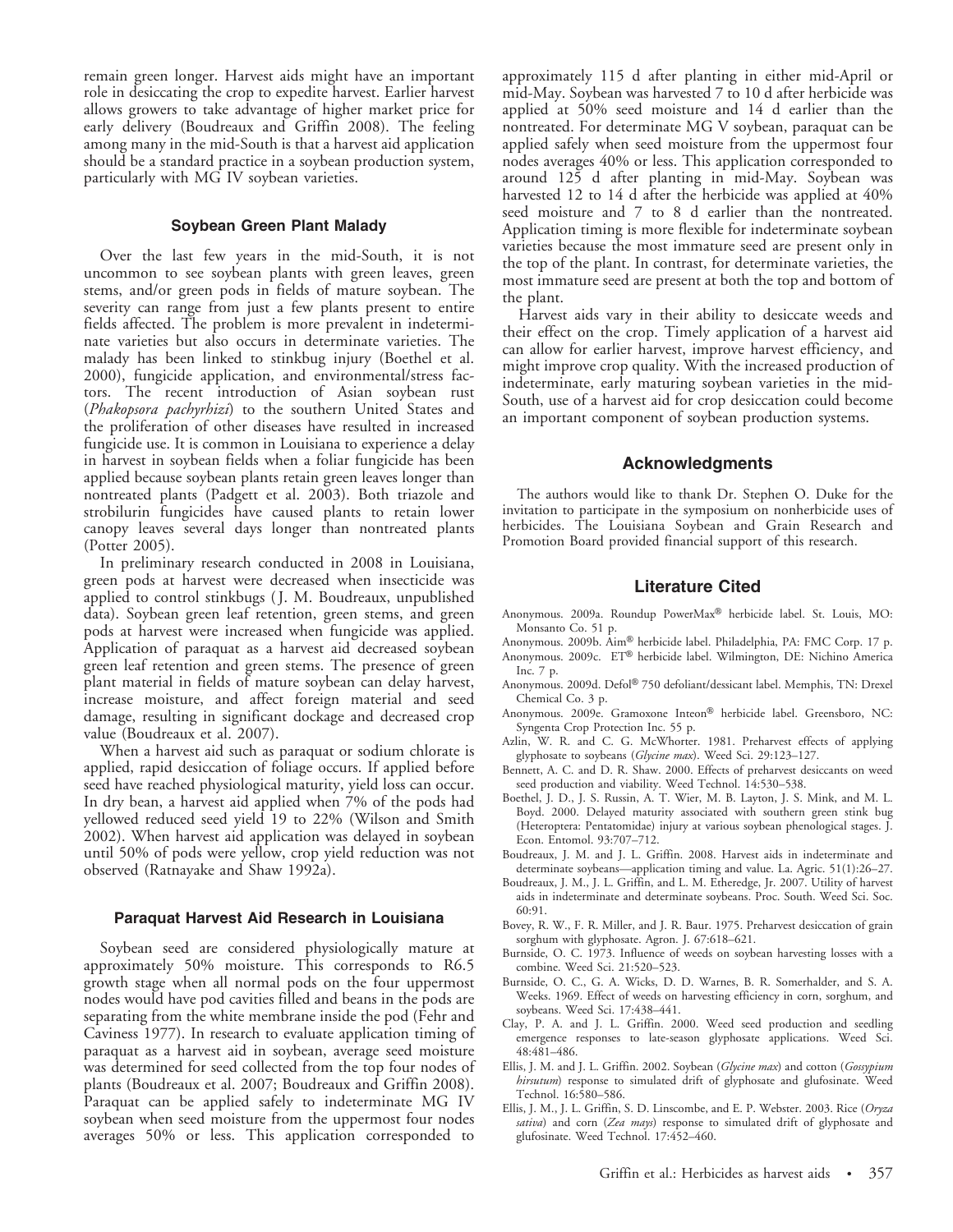remain green longer. Harvest aids might have an important role in desiccating the crop to expedite harvest. Earlier harvest allows growers to take advantage of higher market price for early delivery (Boudreaux and Griffin 2008). The feeling among many in the mid-South is that a harvest aid application should be a standard practice in a soybean production system, particularly with MG IV soybean varieties.

### Soybean Green Plant Malady

Over the last few years in the mid-South, it is not uncommon to see soybean plants with green leaves, green stems, and/or green pods in fields of mature soybean. The severity can range from just a few plants present to entire fields affected. The problem is more prevalent in indeterminate varieties but also occurs in determinate varieties. The malady has been linked to stinkbug injury (Boethel et al. 2000), fungicide application, and environmental/stress factors. The recent introduction of Asian soybean rust (*Phakopsora pachyrhizi*) to the southern United States and the proliferation of other diseases have resulted in increased fungicide use. It is common in Louisiana to experience a delay in harvest in soybean fields when a foliar fungicide has been applied because soybean plants retain green leaves longer than nontreated plants (Padgett et al. 2003). Both triazole and strobilurin fungicides have caused plants to retain lower canopy leaves several days longer than nontreated plants (Potter 2005).

In preliminary research conducted in 2008 in Louisiana, green pods at harvest were decreased when insecticide was applied to control stinkbugs (J. M. Boudreaux, unpublished data). Soybean green leaf retention, green stems, and green pods at harvest were increased when fungicide was applied. Application of paraquat as a harvest aid decreased soybean green leaf retention and green stems. The presence of green plant material in fields of mature soybean can delay harvest, increase moisture, and affect foreign material and seed damage, resulting in significant dockage and decreased crop value (Boudreaux et al. 2007).

When a harvest aid such as paraquat or sodium chlorate is applied, rapid desiccation of foliage occurs. If applied before seed have reached physiological maturity, yield loss can occur. In dry bean, a harvest aid applied when 7% of the pods had yellowed reduced seed yield 19 to 22% (Wilson and Smith 2002). When harvest aid application was delayed in soybean until 50% of pods were yellow, crop yield reduction was not observed (Ratnayake and Shaw 1992a).

### Paraquat Harvest Aid Research in Louisiana

Soybean seed are considered physiologically mature at approximately 50% moisture. This corresponds to R6.5 growth stage when all normal pods on the four uppermost nodes would have pod cavities filled and beans in the pods are separating from the white membrane inside the pod (Fehr and Caviness 1977). In research to evaluate application timing of paraquat as a harvest aid in soybean, average seed moisture was determined for seed collected from the top four nodes of plants (Boudreaux et al. 2007; Boudreaux and Griffin 2008). Paraquat can be applied safely to indeterminate MG IV soybean when seed moisture from the uppermost four nodes averages 50% or less. This application corresponded to approximately 115 d after planting in either mid-April or mid-May. Soybean was harvested 7 to 10 d after herbicide was applied at 50% seed moisture and 14 d earlier than the nontreated. For determinate MG V soybean, paraquat can be applied safely when seed moisture from the uppermost four nodes averages 40% or less. This application corresponded to around 125 d after planting in mid-May. Soybean was harvested 12 to 14 d after the herbicide was applied at 40% seed moisture and 7 to 8 d earlier than the nontreated. Application timing is more flexible for indeterminate soybean varieties because the most immature seed are present only in the top of the plant. In contrast, for determinate varieties, the most immature seed are present at both the top and bottom of the plant.

Harvest aids vary in their ability to desiccate weeds and their effect on the crop. Timely application of a harvest aid can allow for earlier harvest, improve harvest efficiency, and might improve crop quality. With the increased production of indeterminate, early maturing soybean varieties in the mid-South, use of a harvest aid for crop desiccation could become an important component of soybean production systems.

## Acknowledgments

The authors would like to thank Dr. Stephen O. Duke for the invitation to participate in the symposium on nonherbicide uses of herbicides. The Louisiana Soybean and Grain Research and Promotion Board provided financial support of this research.

## Literature Cited

Anonymous. 2009a. Roundup PowerMax® herbicide label. St. Louis, MO: Monsanto Co. 51 p.

Anonymous. 2009b. Aim® herbicide label. Philadelphia, PA: FMC Corp. 17 p.

Anonymous. 2009c. ET® herbicide label. Wilmington, DE: Nichino America Inc. 7 p.

Anonymous. 2009d. Defol® 750 defoliant/dessicant label. Memphis, TN: Drexel Chemical Co. 3 p.

Anonymous. 2009e. Gramoxone Inteon® herbicide label. Greensboro, NC: Syngenta Crop Protection Inc. 55 p.

Azlin, W. R. and C. G. McWhorter. 1981. Preharvest effects of applying glyphosate to soybeans (*Glycine max*). Weed Sci. 29:123–127.

Bennett, A. C. and D. R. Shaw. 2000. Effects of preharvest desiccants on weed seed production and viability. Weed Technol. 14:530–538.

Boethel, J. D., J. S. Russin, A. T. Wier, M. B. Layton, J. S. Mink, and M. L. Boyd. 2000. Delayed maturity associated with southern green stink bug (Heteroptera: Pentatomidae) injury at various soybean phenological stages. J. Econ. Entomol. 93:707–712.

Boudreaux, J. M. and J. L. Griffin. 2008. Harvest aids in indeterminate and determinate soybeans—application timing and value. La. Agric. 51(1):26–27.

Boudreaux, J. M., J. L. Griffin, and L. M. Etheredge, Jr. 2007. Utility of harvest aids in indeterminate and determinate soybeans. Proc. South. Weed Sci. Soc. 60:91.

Bovey, R. W., F. R. Miller, and J. R. Baur. 1975. Preharvest desiccation of grain sorghum with glyphosate. Agron. J. 67:618–621.

Burnside, O. C. 1973. Influence of weeds on soybean harvesting losses with a combine. Weed Sci. 21:520–523.

Burnside, O. C., G. A. Wicks, D. D. Warnes, B. R. Somerhalder, and S. A. Weeks. 1969. Effect of weeds on harvesting efficiency in corn, sorghum, and soybeans. Weed Sci. 17:438–441.

Clay, P. A. and J. L. Griffin. 2000. Weed seed production and seedling emergence responses to late-season glyphosate applications. Weed Sci. 48:481–486.

Ellis, J. M. and J. L. Griffin. 2002. Soybean (*Glycine max*) and cotton (*Gossypium hirsutum*) response to simulated drift of glyphosate and glufosinate. Weed Technol. 16:580–586.

Ellis, J. M., J. L. Griffin, S. D. Linscombe, and E. P. Webster. 2003. Rice (*Oryza sativa*) and corn (*Zea mays*) response to simulated drift of glyphosate and glufosinate. Weed Technol. 17:452–460.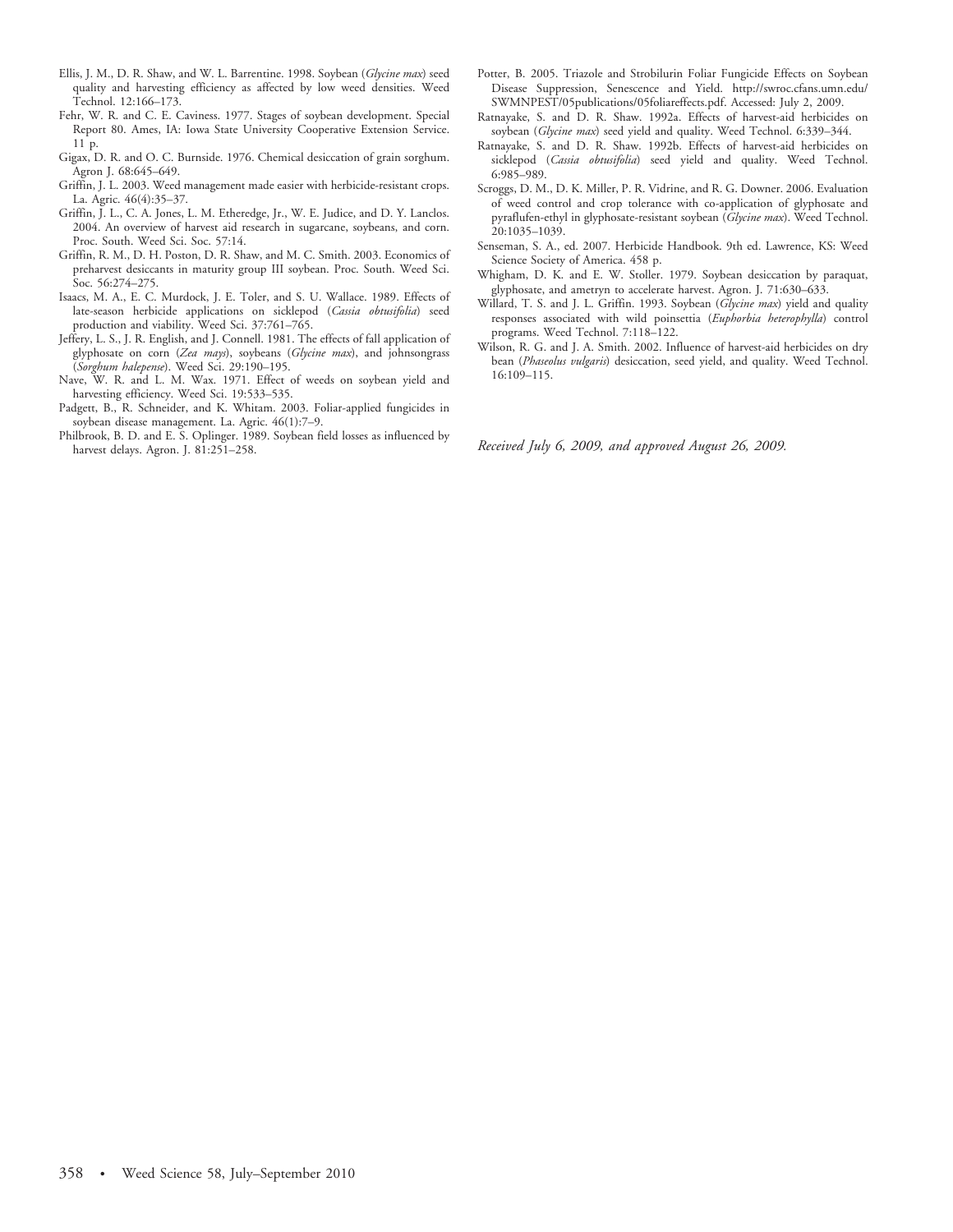Ellis, J. M., D. R. Shaw, and W. L. Barrentine. 1998. Soybean (*Glycine max*) seed quality and harvesting efficiency as affected by low weed densities. Weed Technol. 12:166–173.

Fehr, W. R. and C. E. Caviness. 1977. Stages of soybean development. Special Report 80. Ames, IA: Iowa State University Cooperative Extension Service. 11 p.

Gigax, D. R. and O. C. Burnside. 1976. Chemical desiccation of grain sorghum. Agron J. 68:645–649.

Griffin, J. L. 2003. Weed management made easier with herbicide-resistant crops. La. Agric. 46(4):35–37.

Griffin, J. L., C. A. Jones, L. M. Etheredge, Jr., W. E. Judice, and D. Y. Lanclos. 2004. An overview of harvest aid research in sugarcane, soybeans, and corn. Proc. South. Weed Sci. Soc. 57:14.

Griffin, R. M., D. H. Poston, D. R. Shaw, and M. C. Smith. 2003. Economics of preharvest desiccants in maturity group III soybean. Proc. South. Weed Sci. Soc. 56:274–275.

Isaacs, M. A., E. C. Murdock, J. E. Toler, and S. U. Wallace. 1989. Effects of late-season herbicide applications on sicklepod (*Cassia obtusifolia*) seed production and viability. Weed Sci. 37:761–765.

Jeffery, L. S., J. R. English, and J. Connell. 1981. The effects of fall application of glyphosate on corn (*Zea mays*), soybeans (*Glycine max*), and johnsongrass (*Sorghum halepense*). Weed Sci. 29:190–195.

Nave, W. R. and L. M. Wax. 1971. Effect of weeds on soybean yield and harvesting efficiency. Weed Sci. 19:533–535.

Padgett, B., R. Schneider, and K. Whitam. 2003. Foliar-applied fungicides in soybean disease management. La. Agric. 46(1):7–9.

Philbrook, B. D. and E. S. Oplinger. 1989. Soybean field losses as influenced by harvest delays. Agron. J. 81:251–258.

Potter, B. 2005. Triazole and Strobilurin Foliar Fungicide Effects on Soybean Disease Suppression, Senescence and Yield. http://swroc.cfans.umn.edu/SWMNPEST/05publications/05foliareffects.pdf. Accessed: July 2, 2009.

Ratnayake, S. and D. R. Shaw. 1992a. Effects of harvest-aid herbicides on soybean (*Glycine max*) seed yield and quality. Weed Technol. 6:339–344.

Ratnayake, S. and D. R. Shaw. 1992b. Effects of harvest-aid herbicides on sicklepod (*Cassia obtusifolia*) seed yield and quality. Weed Technol. 6:985–989.

Scroggs, D. M., D. K. Miller, P. R. Vidrine, and R. G. Downer. 2006. Evaluation of weed control and crop tolerance with co-application of glyphosate and pyraflufen-ethyl in glyphosate-resistant soybean (*Glycine max*). Weed Technol. 20:1035–1039.

Senseman, S. A., ed. 2007. Herbicide Handbook. 9th ed. Lawrence, KS: Weed Science Society of America. 458 p.

Whigham, D. K. and E. W. Stoller. 1979. Soybean desiccation by paraquat, glyphosate, and ametryn to accelerate harvest. Agron. J. 71:630–633.

Willard, T. S. and J. L. Griffin. 1993. Soybean (*Glycine max*) yield and quality responses associated with wild poinsettia (*Euphorbia heterophylla*) control programs. Weed Technol. 7:118–122.

Wilson, R. G. and J. A. Smith. 2002. Influence of harvest-aid herbicides on dry bean (*Phaseolus vulgaris*) desiccation, seed yield, and quality. Weed Technol. 16:109–115.

*Received July 6, 2009, and approved August 26, 2009.*